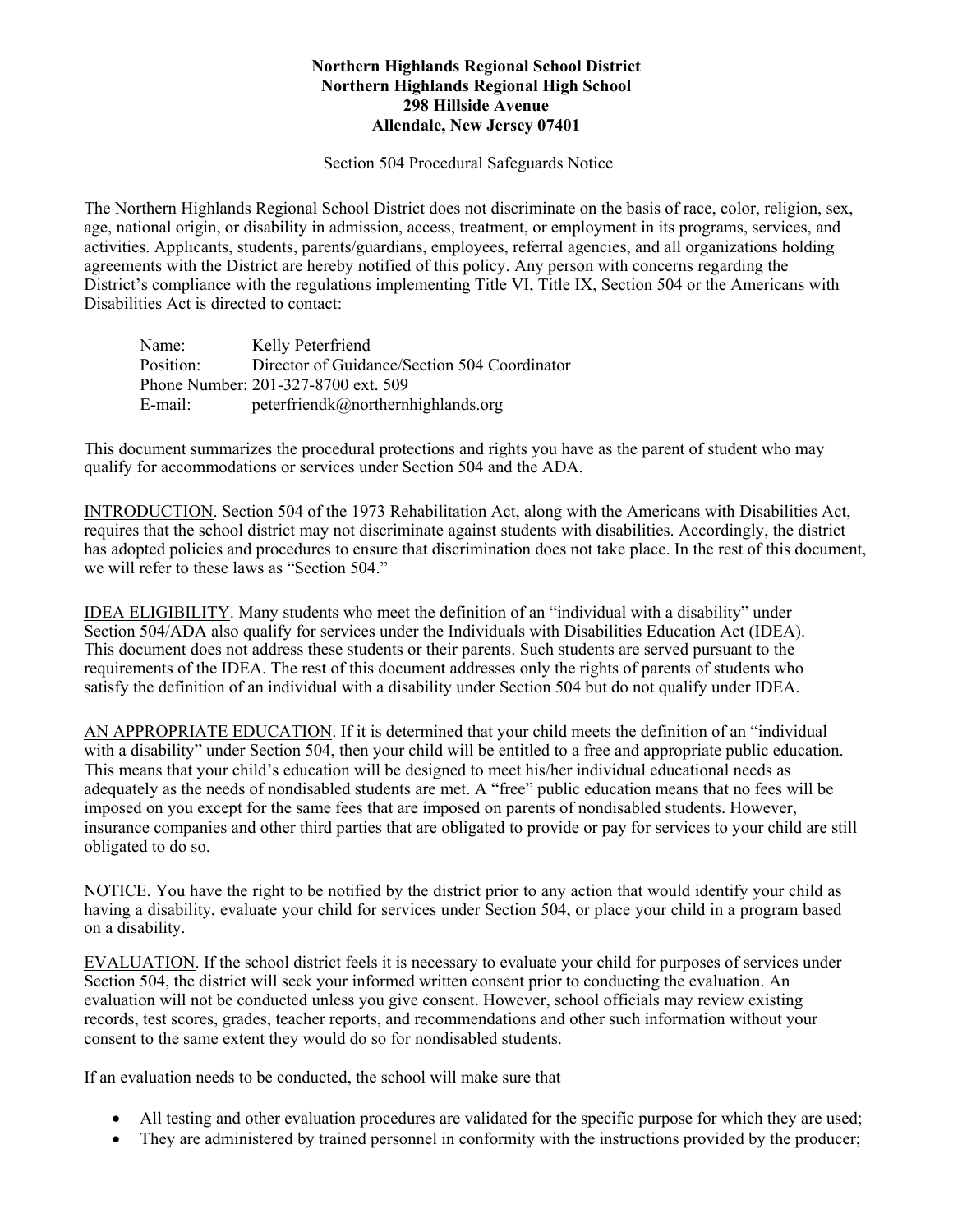**Northern Highlands Regional School District**
**Northern Highlands Regional High School**
**298 Hillside Avenue**
**Allendale, New Jersey 07401**

Section 504 Procedural Safeguards Notice

The Northern Highlands Regional School District does not discriminate on the basis of race, color, religion, sex, age, national origin, or disability in admission, access, treatment, or employment in its programs, services, and activities. Applicants, students, parents/guardians, employees, referral agencies, and all organizations holding agreements with the District are hereby notified of this policy. Any person with concerns regarding the District's compliance with the regulations implementing Title VI, Title IX, Section 504 or the Americans with Disabilities Act is directed to contact:

Name: Kelly Peterfriend
Position: Director of Guidance/Section 504 Coordinator
Phone Number: 201-327-8700 ext. 509
E-mail: peterfriendk@northernhighlands.org

This document summarizes the procedural protections and rights you have as the parent of student who may qualify for accommodations or services under Section 504 and the ADA.

INTRODUCTION. Section 504 of the 1973 Rehabilitation Act, along with the Americans with Disabilities Act, requires that the school district may not discriminate against students with disabilities. Accordingly, the district has adopted policies and procedures to ensure that discrimination does not take place. In the rest of this document, we will refer to these laws as "Section 504."

IDEA ELIGIBILITY. Many students who meet the definition of an "individual with a disability" under Section 504/ADA also qualify for services under the Individuals with Disabilities Education Act (IDEA). This document does not address these students or their parents. Such students are served pursuant to the requirements of the IDEA. The rest of this document addresses only the rights of parents of students who satisfy the definition of an individual with a disability under Section 504 but do not qualify under IDEA.

AN APPROPRIATE EDUCATION. If it is determined that your child meets the definition of an "individual with a disability" under Section 504, then your child will be entitled to a free and appropriate public education. This means that your child's education will be designed to meet his/her individual educational needs as adequately as the needs of nondisabled students are met. A "free" public education means that no fees will be imposed on you except for the same fees that are imposed on parents of nondisabled students. However, insurance companies and other third parties that are obligated to provide or pay for services to your child are still obligated to do so.

NOTICE. You have the right to be notified by the district prior to any action that would identify your child as having a disability, evaluate your child for services under Section 504, or place your child in a program based on a disability.

EVALUATION. If the school district feels it is necessary to evaluate your child for purposes of services under Section 504, the district will seek your informed written consent prior to conducting the evaluation. An evaluation will not be conducted unless you give consent. However, school officials may review existing records, test scores, grades, teacher reports, and recommendations and other such information without your consent to the same extent they would do so for nondisabled students.

If an evaluation needs to be conducted, the school will make sure that

- All testing and other evaluation procedures are validated for the specific purpose for which they are used;
- They are administered by trained personnel in conformity with the instructions provided by the producer;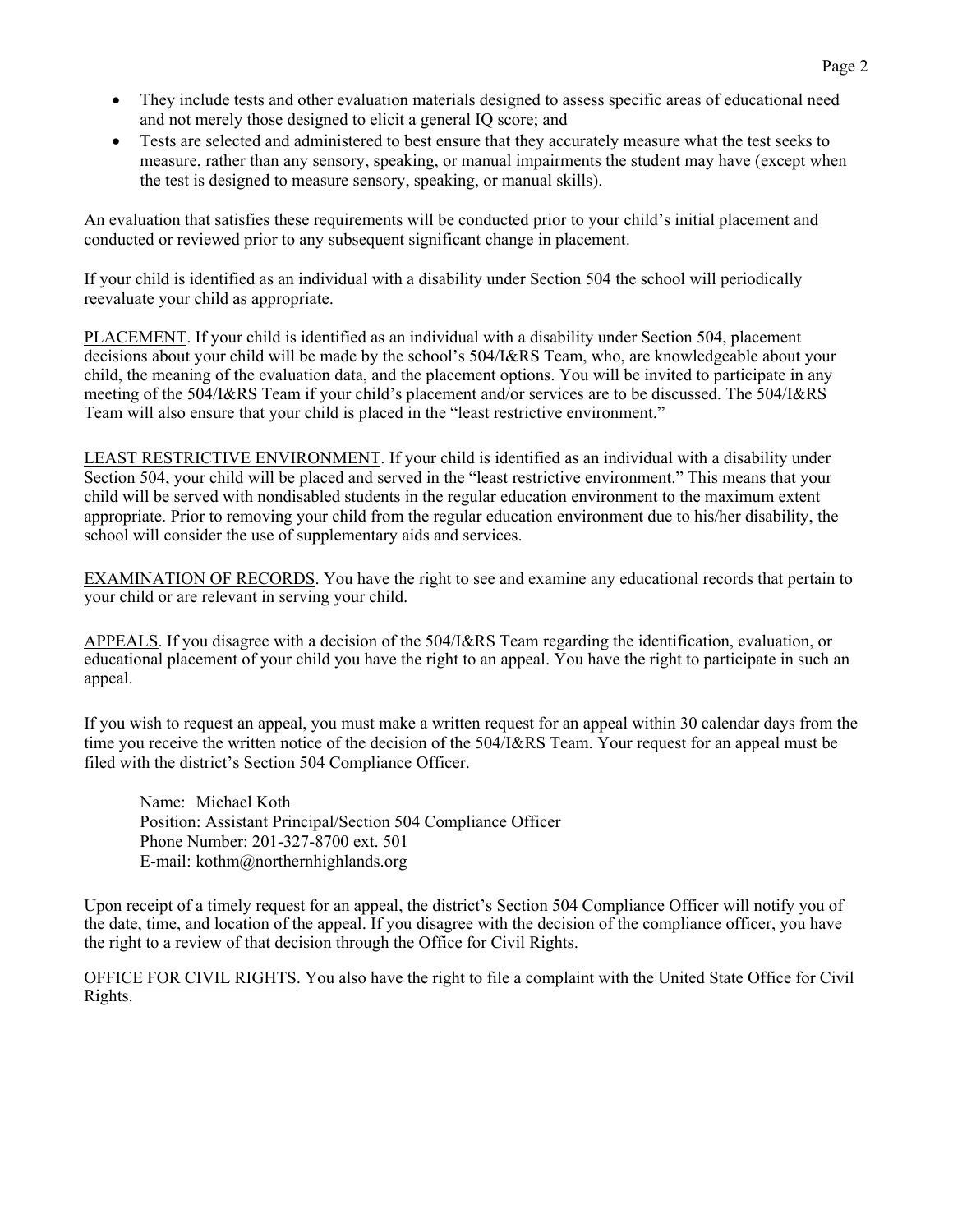- They include tests and other evaluation materials designed to assess specific areas of educational need and not merely those designed to elicit a general IQ score; and
- Tests are selected and administered to best ensure that they accurately measure what the test seeks to measure, rather than any sensory, speaking, or manual impairments the student may have (except when the test is designed to measure sensory, speaking, or manual skills).

An evaluation that satisfies these requirements will be conducted prior to your child's initial placement and conducted or reviewed prior to any subsequent significant change in placement.

If your child is identified as an individual with a disability under Section 504 the school will periodically reevaluate your child as appropriate.

<u>PLACEMENT</u>. If your child is identified as an individual with a disability under Section 504, placement decisions about your child will be made by the school's 504/I&RS Team, who, are knowledgeable about your child, the meaning of the evaluation data, and the placement options. You will be invited to participate in any meeting of the 504/I&RS Team if your child's placement and/or services are to be discussed. The 504/I&RS Team will also ensure that your child is placed in the "least restrictive environment."

<u>LEAST RESTRICTIVE ENVIRONMENT</u>. If your child is identified as an individual with a disability under Section 504, your child will be placed and served in the "least restrictive environment." This means that your child will be served with nondisabled students in the regular education environment to the maximum extent appropriate. Prior to removing your child from the regular education environment due to his/her disability, the school will consider the use of supplementary aids and services.

<u>EXAMINATION OF RECORDS</u>. You have the right to see and examine any educational records that pertain to your child or are relevant in serving your child.

<u>APPEALS</u>. If you disagree with a decision of the 504/I&RS Team regarding the identification, evaluation, or educational placement of your child you have the right to an appeal. You have the right to participate in such an appeal.

If you wish to request an appeal, you must make a written request for an appeal within 30 calendar days from the time you receive the written notice of the decision of the 504/I&RS Team. Your request for an appeal must be filed with the district's Section 504 Compliance Officer.

Name: Michael Koth
Position: Assistant Principal/Section 504 Compliance Officer
Phone Number: 201-327-8700 ext. 501
E-mail: kothm@northernhighlands.org

Upon receipt of a timely request for an appeal, the district's Section 504 Compliance Officer will notify you of the date, time, and location of the appeal. If you disagree with the decision of the compliance officer, you have the right to a review of that decision through the Office for Civil Rights.

<u>OFFICE FOR CIVIL RIGHTS</u>. You also have the right to file a complaint with the United State Office for Civil Rights.